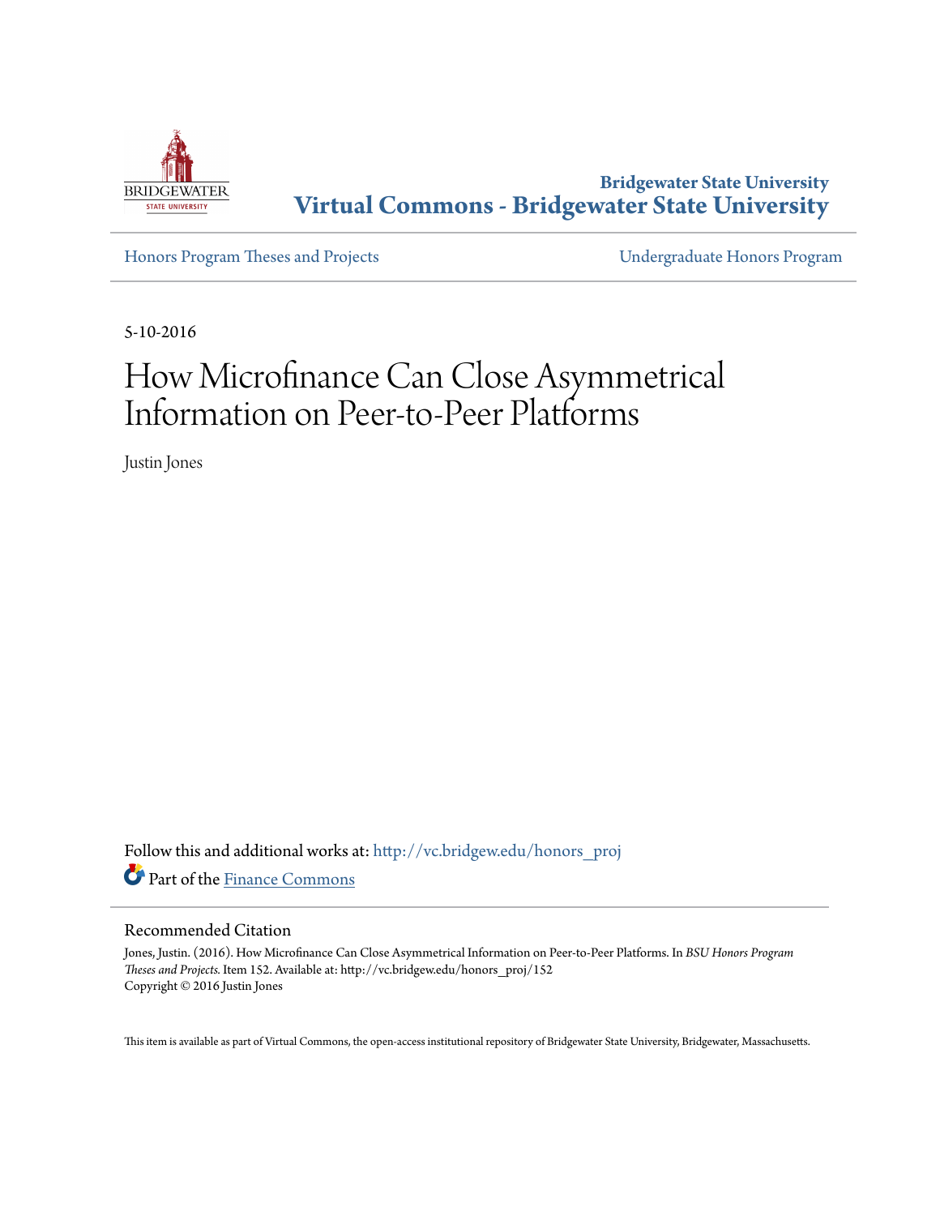Bridgewater State University
**Virtual Commons - Bridgewater State University**

Honors Program Theses and Projects | Undergraduate Honors Program

5-10-2016

# How Microfinance Can Close Asymmetrical Information on Peer-to-Peer Platforms

Justin Jones

Follow this and additional works at: http://vc.bridgew.edu/honors_proj

Part of the Finance Commons

## Recommended Citation

Jones, Justin. (2016). How Microfinance Can Close Asymmetrical Information on Peer-to-Peer Platforms. In *BSU Honors Program Theses and Projects.* Item 152. Available at: http://vc.bridgew.edu/honors_proj/152
Copyright © 2016 Justin Jones

This item is available as part of Virtual Commons, the open-access institutional repository of Bridgewater State University, Bridgewater, Massachusetts.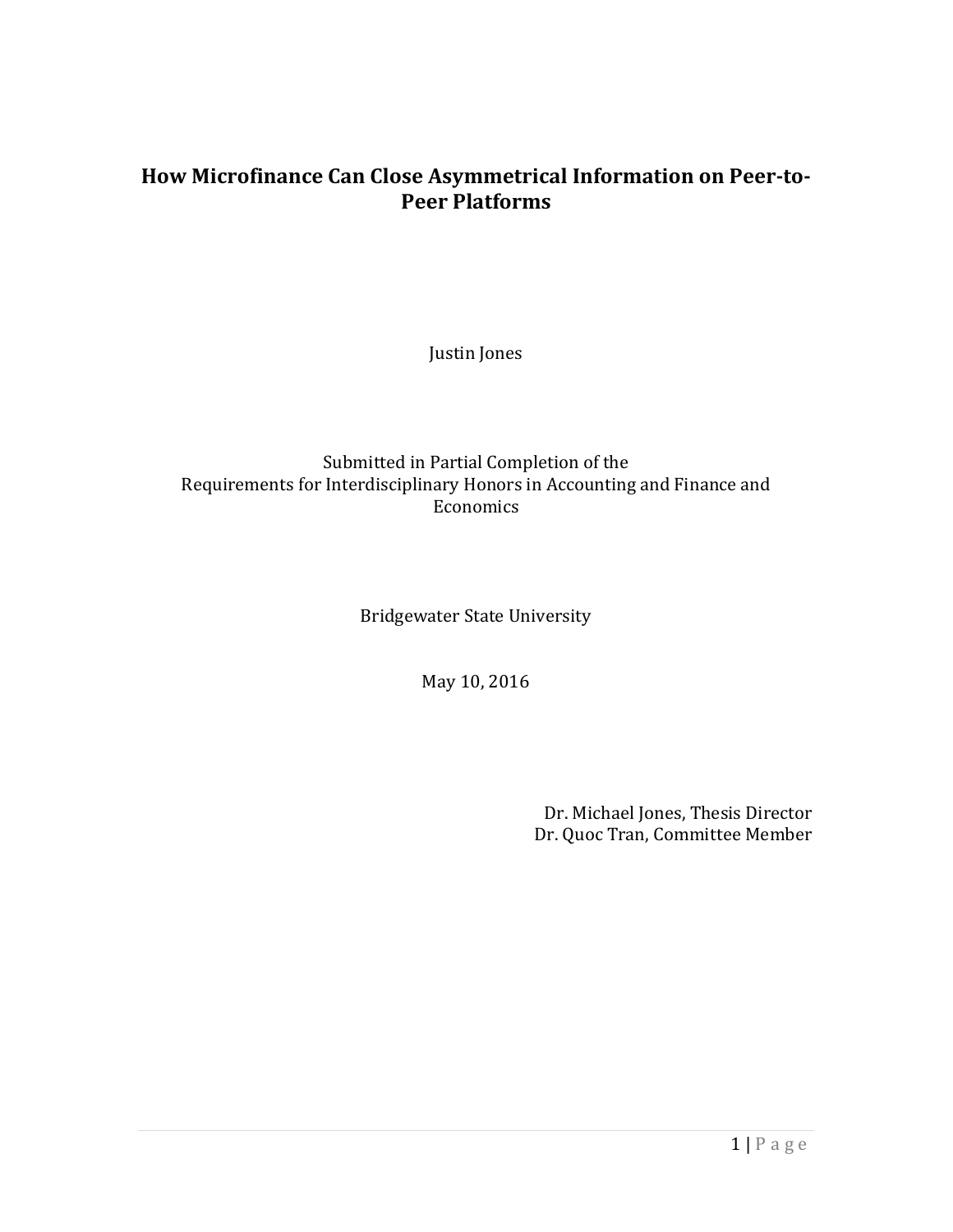# How Microfinance Can Close Asymmetrical Information on Peer-to-Peer Platforms

Justin Jones

Submitted in Partial Completion of the
Requirements for Interdisciplinary Honors in Accounting and Finance and Economics

Bridgewater State University

May 10, 2016

Dr. Michael Jones, Thesis Director
Dr. Quoc Tran, Committee Member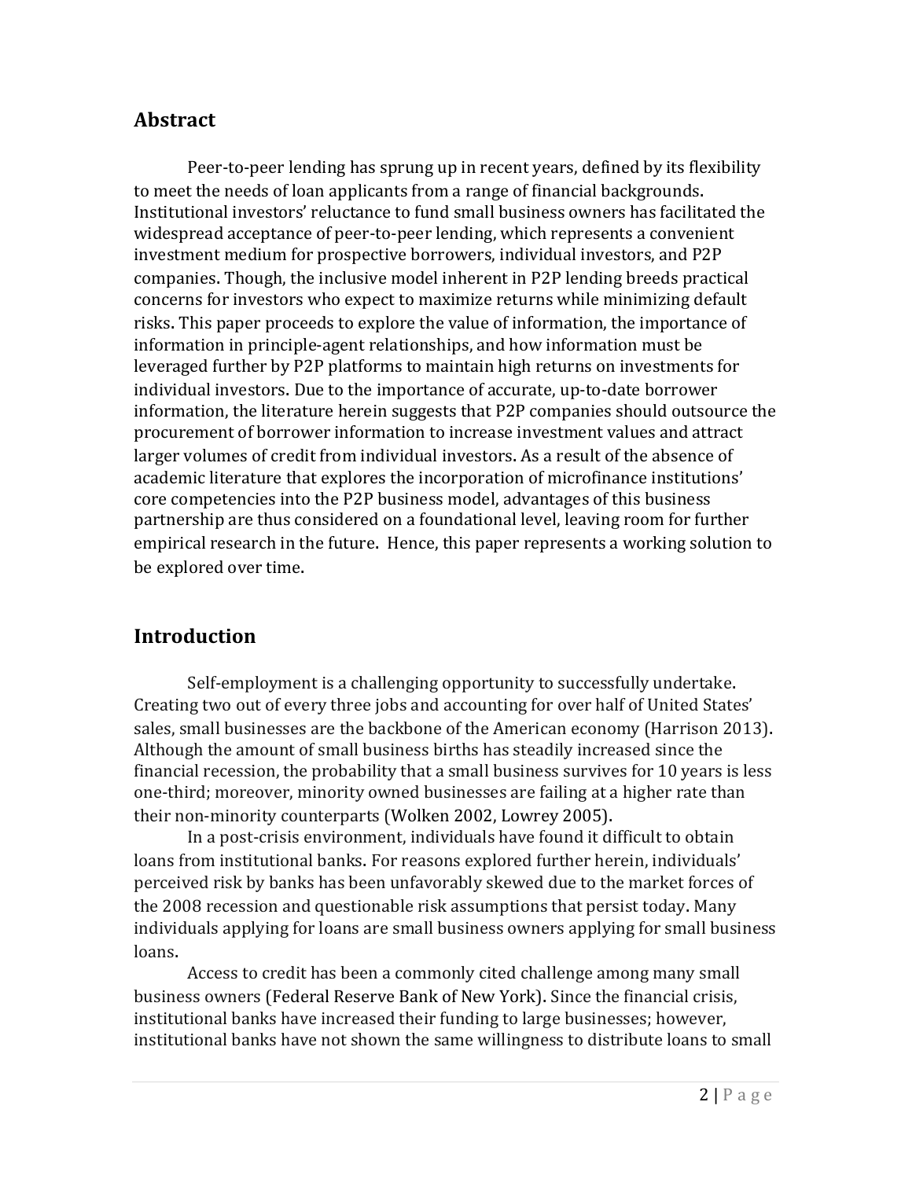## Abstract

Peer-to-peer lending has sprung up in recent years, defined by its flexibility to meet the needs of loan applicants from a range of financial backgrounds. Institutional investors' reluctance to fund small business owners has facilitated the widespread acceptance of peer-to-peer lending, which represents a convenient investment medium for prospective borrowers, individual investors, and P2P companies. Though, the inclusive model inherent in P2P lending breeds practical concerns for investors who expect to maximize returns while minimizing default risks. This paper proceeds to explore the value of information, the importance of information in principle-agent relationships, and how information must be leveraged further by P2P platforms to maintain high returns on investments for individual investors. Due to the importance of accurate, up-to-date borrower information, the literature herein suggests that P2P companies should outsource the procurement of borrower information to increase investment values and attract larger volumes of credit from individual investors. As a result of the absence of academic literature that explores the incorporation of microfinance institutions' core competencies into the P2P business model, advantages of this business partnership are thus considered on a foundational level, leaving room for further empirical research in the future. Hence, this paper represents a working solution to be explored over time.

## Introduction

Self-employment is a challenging opportunity to successfully undertake. Creating two out of every three jobs and accounting for over half of United States' sales, small businesses are the backbone of the American economy (Harrison 2013). Although the amount of small business births has steadily increased since the financial recession, the probability that a small business survives for 10 years is less one-third; moreover, minority owned businesses are failing at a higher rate than their non-minority counterparts (Wolken 2002, Lowrey 2005).

In a post-crisis environment, individuals have found it difficult to obtain loans from institutional banks. For reasons explored further herein, individuals' perceived risk by banks has been unfavorably skewed due to the market forces of the 2008 recession and questionable risk assumptions that persist today. Many individuals applying for loans are small business owners applying for small business loans.

Access to credit has been a commonly cited challenge among many small business owners (Federal Reserve Bank of New York). Since the financial crisis, institutional banks have increased their funding to large businesses; however, institutional banks have not shown the same willingness to distribute loans to small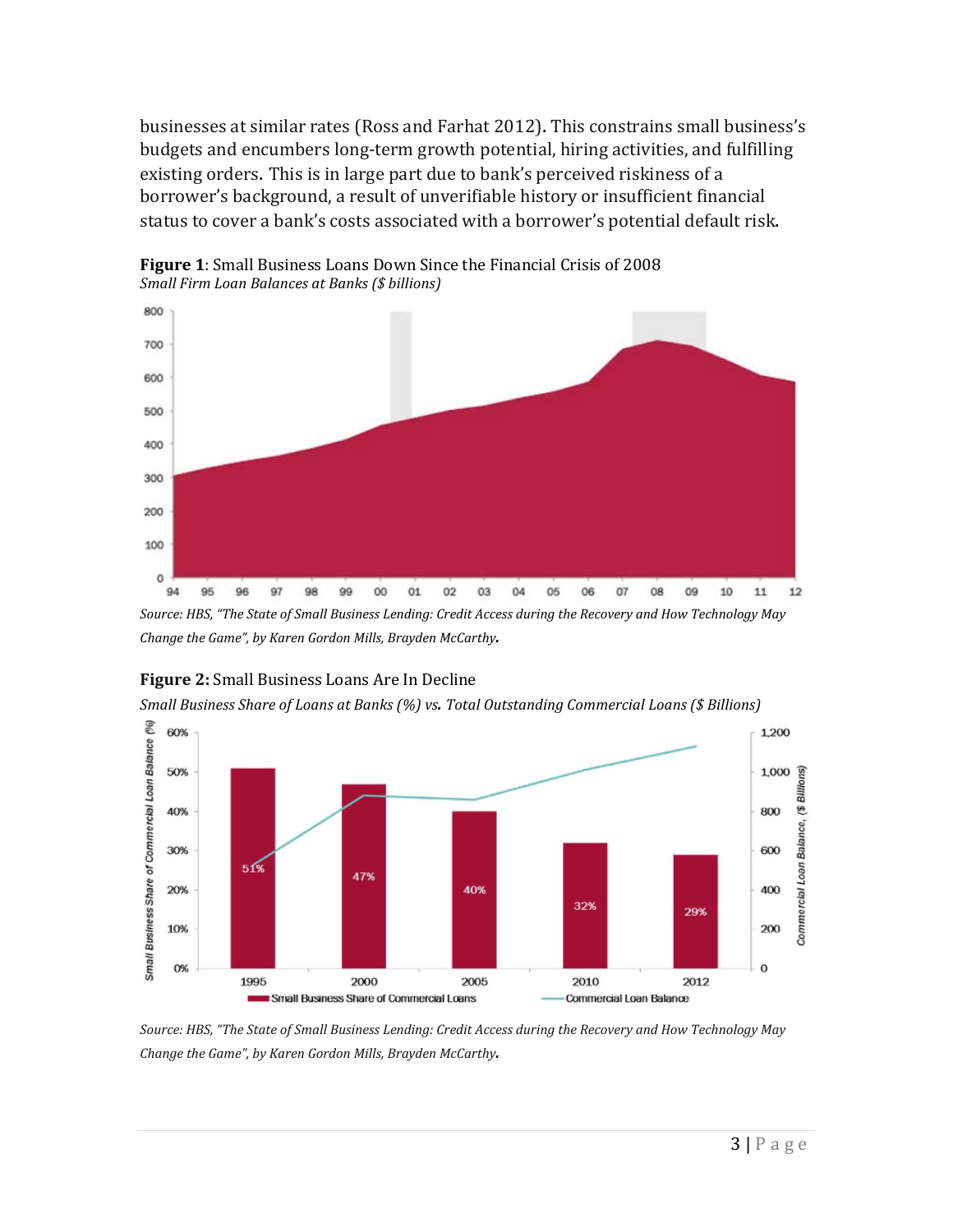businesses at similar rates (Ross and Farhat 2012). This constrains small business's budgets and encumbers long-term growth potential, hiring activities, and fulfilling existing orders. This is in large part due to bank's perceived riskiness of a borrower's background, a result of unverifiable history or insufficient financial status to cover a bank's costs associated with a borrower's potential default risk.

**Figure 1**: Small Business Loans Down Since the Financial Crisis of 2008
*Small Firm Loan Balances at Banks ($ billions)*

*Source: HBS, "The State of Small Business Lending: Credit Access during the Recovery and How Technology May Change the Game", by Karen Gordon Mills, Brayden McCarthy.*

**Figure 2:** Small Business Loans Are In Decline
*Small Business Share of Loans at Banks (%) vs. Total Outstanding Commercial Loans ($ Billions)*

*Source: HBS, "The State of Small Business Lending: Credit Access during the Recovery and How Technology May Change the Game", by Karen Gordon Mills, Brayden McCarthy.*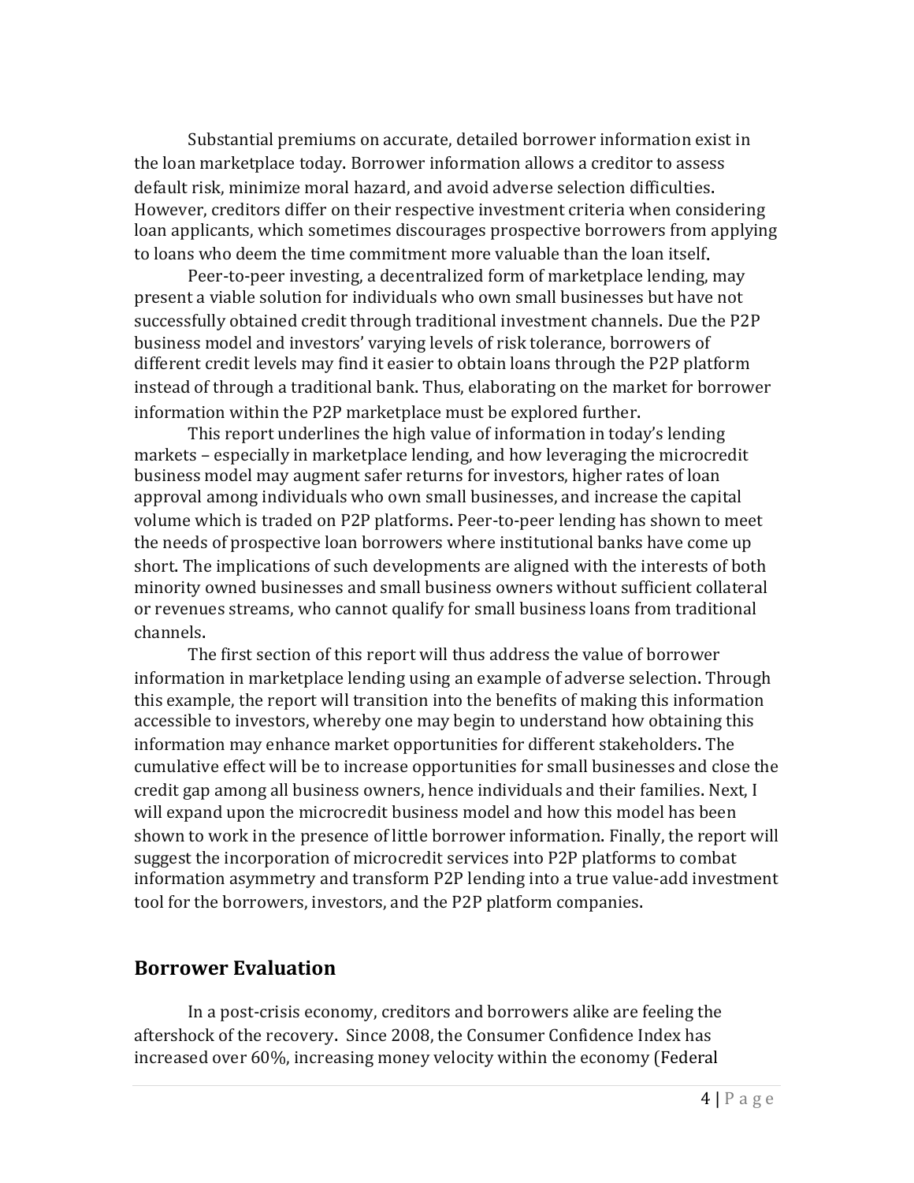Substantial premiums on accurate, detailed borrower information exist in the loan marketplace today. Borrower information allows a creditor to assess default risk, minimize moral hazard, and avoid adverse selection difficulties. However, creditors differ on their respective investment criteria when considering loan applicants, which sometimes discourages prospective borrowers from applying to loans who deem the time commitment more valuable than the loan itself.

Peer-to-peer investing, a decentralized form of marketplace lending, may present a viable solution for individuals who own small businesses but have not successfully obtained credit through traditional investment channels. Due the P2P business model and investors' varying levels of risk tolerance, borrowers of different credit levels may find it easier to obtain loans through the P2P platform instead of through a traditional bank. Thus, elaborating on the market for borrower information within the P2P marketplace must be explored further.

This report underlines the high value of information in today's lending markets – especially in marketplace lending, and how leveraging the microcredit business model may augment safer returns for investors, higher rates of loan approval among individuals who own small businesses, and increase the capital volume which is traded on P2P platforms. Peer-to-peer lending has shown to meet the needs of prospective loan borrowers where institutional banks have come up short. The implications of such developments are aligned with the interests of both minority owned businesses and small business owners without sufficient collateral or revenues streams, who cannot qualify for small business loans from traditional channels.

The first section of this report will thus address the value of borrower information in marketplace lending using an example of adverse selection. Through this example, the report will transition into the benefits of making this information accessible to investors, whereby one may begin to understand how obtaining this information may enhance market opportunities for different stakeholders. The cumulative effect will be to increase opportunities for small businesses and close the credit gap among all business owners, hence individuals and their families. Next, I will expand upon the microcredit business model and how this model has been shown to work in the presence of little borrower information. Finally, the report will suggest the incorporation of microcredit services into P2P platforms to combat information asymmetry and transform P2P lending into a true value-add investment tool for the borrowers, investors, and the P2P platform companies.

## Borrower Evaluation

In a post-crisis economy, creditors and borrowers alike are feeling the aftershock of the recovery. Since 2008, the Consumer Confidence Index has increased over 60%, increasing money velocity within the economy (Federal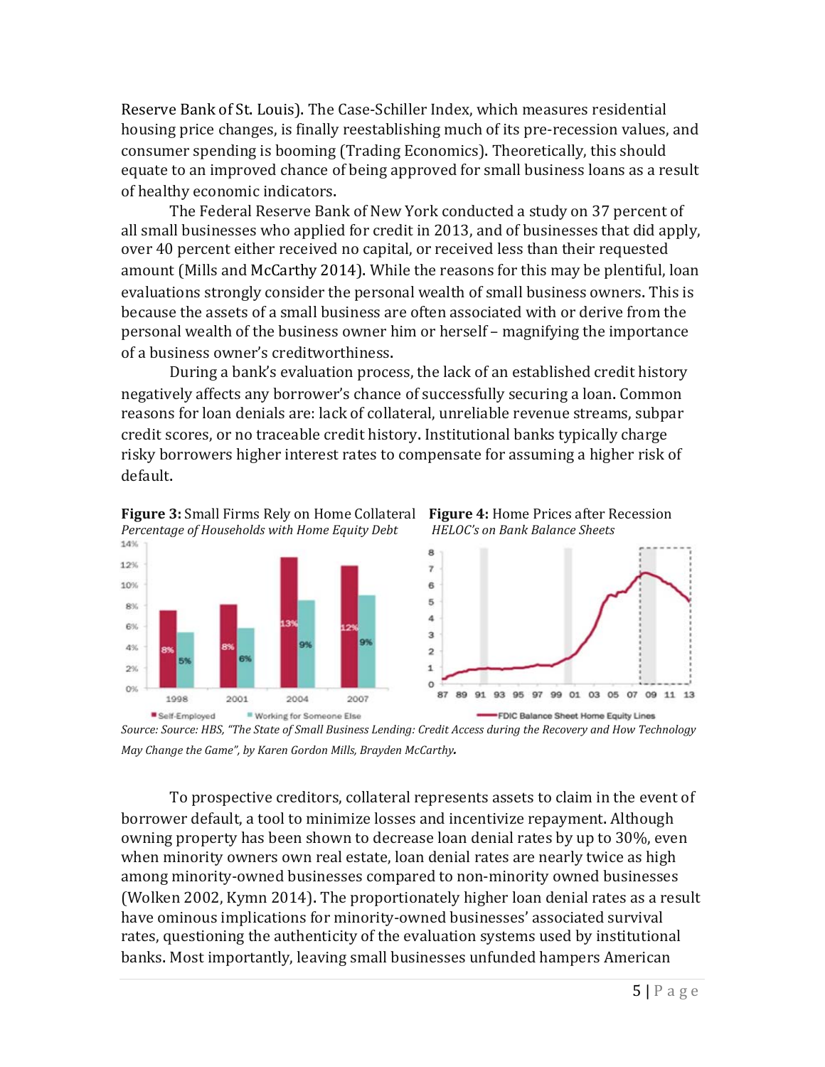Reserve Bank of St. Louis). The Case-Schiller Index, which measures residential housing price changes, is finally reestablishing much of its pre-recession values, and consumer spending is booming (Trading Economics). Theoretically, this should equate to an improved chance of being approved for small business loans as a result of healthy economic indicators.

The Federal Reserve Bank of New York conducted a study on 37 percent of all small businesses who applied for credit in 2013, and of businesses that did apply, over 40 percent either received no capital, or received less than their requested amount (Mills and McCarthy 2014). While the reasons for this may be plentiful, loan evaluations strongly consider the personal wealth of small business owners. This is because the assets of a small business are often associated with or derive from the personal wealth of the business owner him or herself – magnifying the importance of a business owner's creditworthiness.

During a bank's evaluation process, the lack of an established credit history negatively affects any borrower's chance of successfully securing a loan. Common reasons for loan denials are: lack of collateral, unreliable revenue streams, subpar credit scores, or no traceable credit history. Institutional banks typically charge risky borrowers higher interest rates to compensate for assuming a higher risk of default.

**Figure 3:** Small Firms Rely on Home Collateral
*Percentage of Households with Home Equity Debt*

**Figure 4:** Home Prices after Recession
*HELOC's on Bank Balance Sheets*

*Source: Source: HBS, "The State of Small Business Lending: Credit Access during the Recovery and How Technology May Change the Game", by Karen Gordon Mills, Brayden McCarthy.*

To prospective creditors, collateral represents assets to claim in the event of borrower default, a tool to minimize losses and incentivize repayment. Although owning property has been shown to decrease loan denial rates by up to 30%, even when minority owners own real estate, loan denial rates are nearly twice as high among minority-owned businesses compared to non-minority owned businesses (Wolken 2002, Kymn 2014). The proportionately higher loan denial rates as a result have ominous implications for minority-owned businesses' associated survival rates, questioning the authenticity of the evaluation systems used by institutional banks. Most importantly, leaving small businesses unfunded hampers American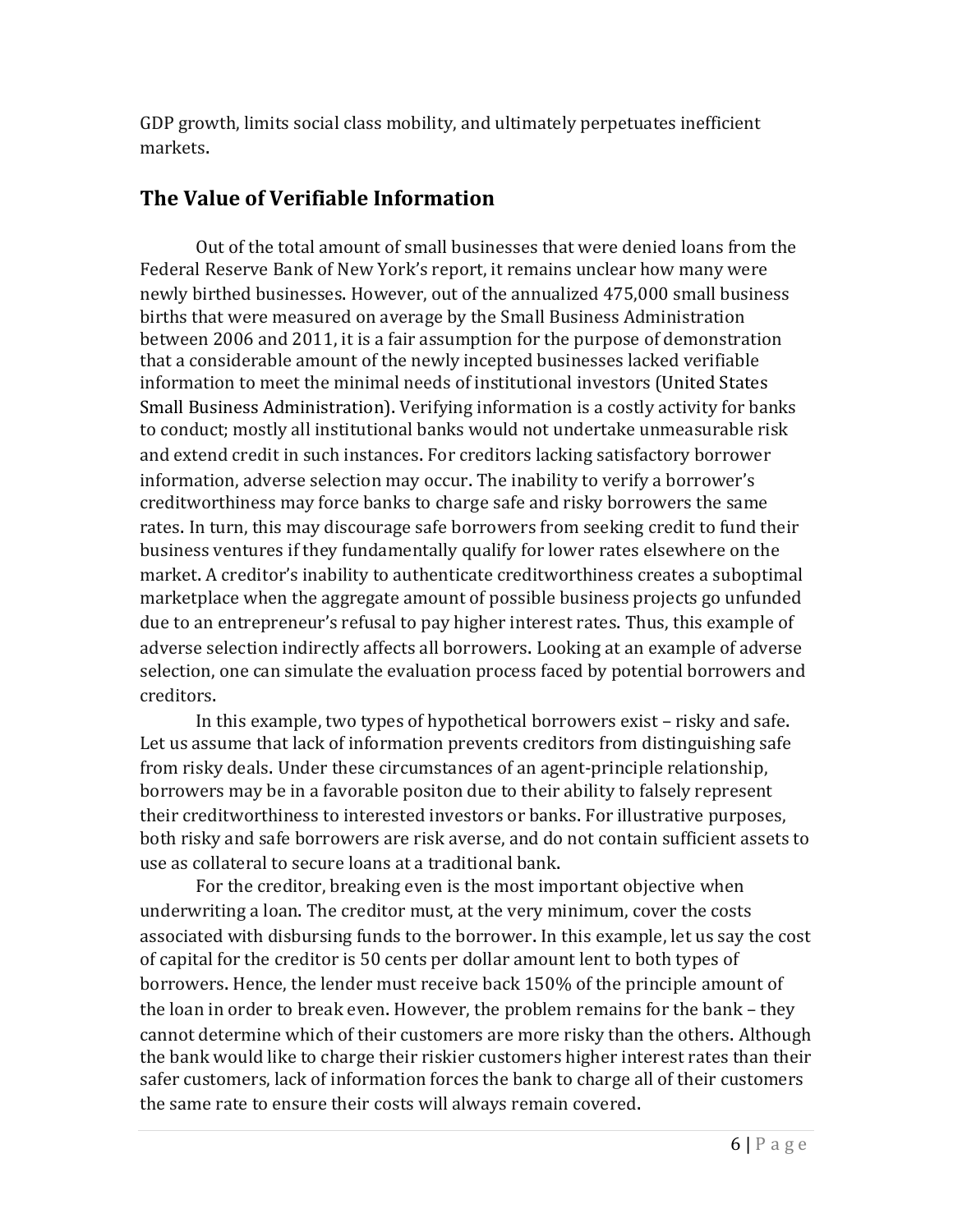GDP growth, limits social class mobility, and ultimately perpetuates inefficient markets.

## The Value of Verifiable Information

Out of the total amount of small businesses that were denied loans from the Federal Reserve Bank of New York's report, it remains unclear how many were newly birthed businesses. However, out of the annualized 475,000 small business births that were measured on average by the Small Business Administration between 2006 and 2011, it is a fair assumption for the purpose of demonstration that a considerable amount of the newly incepted businesses lacked verifiable information to meet the minimal needs of institutional investors (United States Small Business Administration). Verifying information is a costly activity for banks to conduct; mostly all institutional banks would not undertake unmeasurable risk and extend credit in such instances. For creditors lacking satisfactory borrower information, adverse selection may occur. The inability to verify a borrower's creditworthiness may force banks to charge safe and risky borrowers the same rates. In turn, this may discourage safe borrowers from seeking credit to fund their business ventures if they fundamentally qualify for lower rates elsewhere on the market. A creditor's inability to authenticate creditworthiness creates a suboptimal marketplace when the aggregate amount of possible business projects go unfunded due to an entrepreneur's refusal to pay higher interest rates. Thus, this example of adverse selection indirectly affects all borrowers. Looking at an example of adverse selection, one can simulate the evaluation process faced by potential borrowers and creditors.

In this example, two types of hypothetical borrowers exist – risky and safe. Let us assume that lack of information prevents creditors from distinguishing safe from risky deals. Under these circumstances of an agent-principle relationship, borrowers may be in a favorable positon due to their ability to falsely represent their creditworthiness to interested investors or banks. For illustrative purposes, both risky and safe borrowers are risk averse, and do not contain sufficient assets to use as collateral to secure loans at a traditional bank.

For the creditor, breaking even is the most important objective when underwriting a loan. The creditor must, at the very minimum, cover the costs associated with disbursing funds to the borrower. In this example, let us say the cost of capital for the creditor is 50 cents per dollar amount lent to both types of borrowers. Hence, the lender must receive back 150% of the principle amount of the loan in order to break even. However, the problem remains for the bank – they cannot determine which of their customers are more risky than the others. Although the bank would like to charge their riskier customers higher interest rates than their safer customers, lack of information forces the bank to charge all of their customers the same rate to ensure their costs will always remain covered.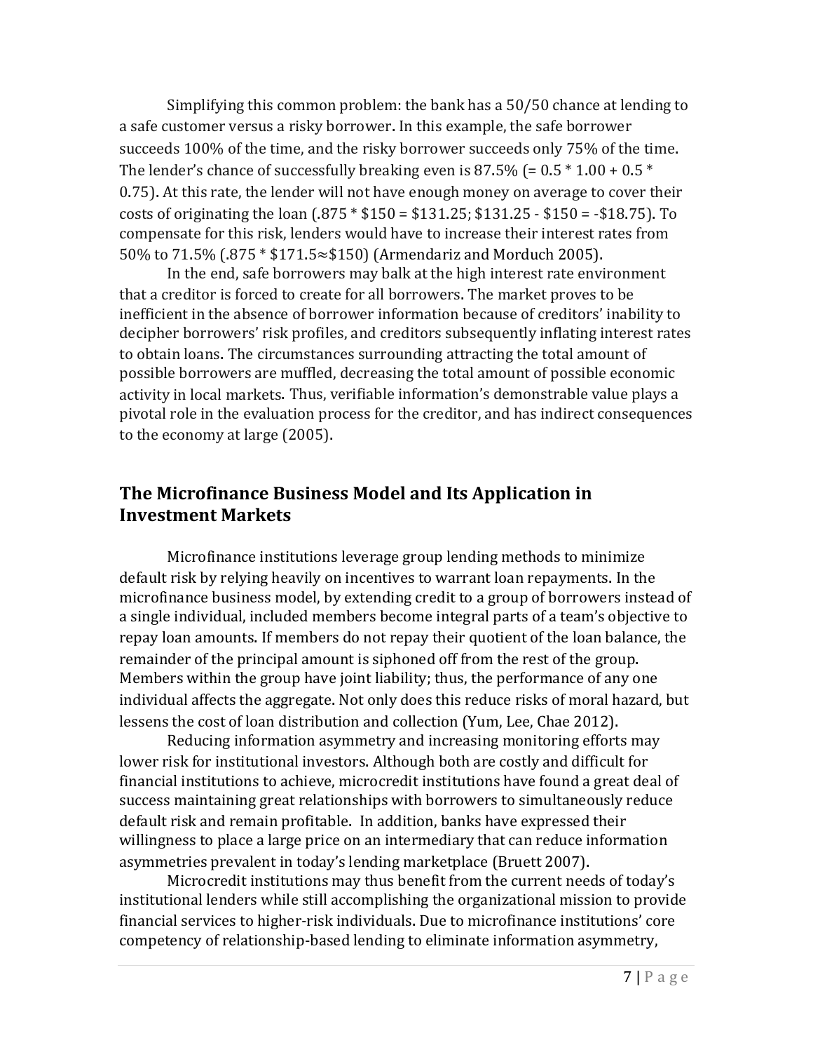Simplifying this common problem: the bank has a 50/50 chance at lending to a safe customer versus a risky borrower. In this example, the safe borrower succeeds 100% of the time, and the risky borrower succeeds only 75% of the time. The lender's chance of successfully breaking even is 87.5% (= 0.5 * 1.00 + 0.5 * 0.75). At this rate, the lender will not have enough money on average to cover their costs of originating the loan (.875 * $150 = $131.25; $131.25 - $150 = -$18.75). To compensate for this risk, lenders would have to increase their interest rates from 50% to 71.5% (.875 * $171.5≈$150) (Armendariz and Morduch 2005).

In the end, safe borrowers may balk at the high interest rate environment that a creditor is forced to create for all borrowers. The market proves to be inefficient in the absence of borrower information because of creditors' inability to decipher borrowers' risk profiles, and creditors subsequently inflating interest rates to obtain loans. The circumstances surrounding attracting the total amount of possible borrowers are muffled, decreasing the total amount of possible economic activity in local markets. Thus, verifiable information's demonstrable value plays a pivotal role in the evaluation process for the creditor, and has indirect consequences to the economy at large (2005).

## The Microfinance Business Model and Its Application in Investment Markets

Microfinance institutions leverage group lending methods to minimize default risk by relying heavily on incentives to warrant loan repayments. In the microfinance business model, by extending credit to a group of borrowers instead of a single individual, included members become integral parts of a team's objective to repay loan amounts. If members do not repay their quotient of the loan balance, the remainder of the principal amount is siphoned off from the rest of the group. Members within the group have joint liability; thus, the performance of any one individual affects the aggregate. Not only does this reduce risks of moral hazard, but lessens the cost of loan distribution and collection (Yum, Lee, Chae 2012).

Reducing information asymmetry and increasing monitoring efforts may lower risk for institutional investors. Although both are costly and difficult for financial institutions to achieve, microcredit institutions have found a great deal of success maintaining great relationships with borrowers to simultaneously reduce default risk and remain profitable. In addition, banks have expressed their willingness to place a large price on an intermediary that can reduce information asymmetries prevalent in today's lending marketplace (Bruett 2007).

Microcredit institutions may thus benefit from the current needs of today's institutional lenders while still accomplishing the organizational mission to provide financial services to higher-risk individuals. Due to microfinance institutions' core competency of relationship-based lending to eliminate information asymmetry,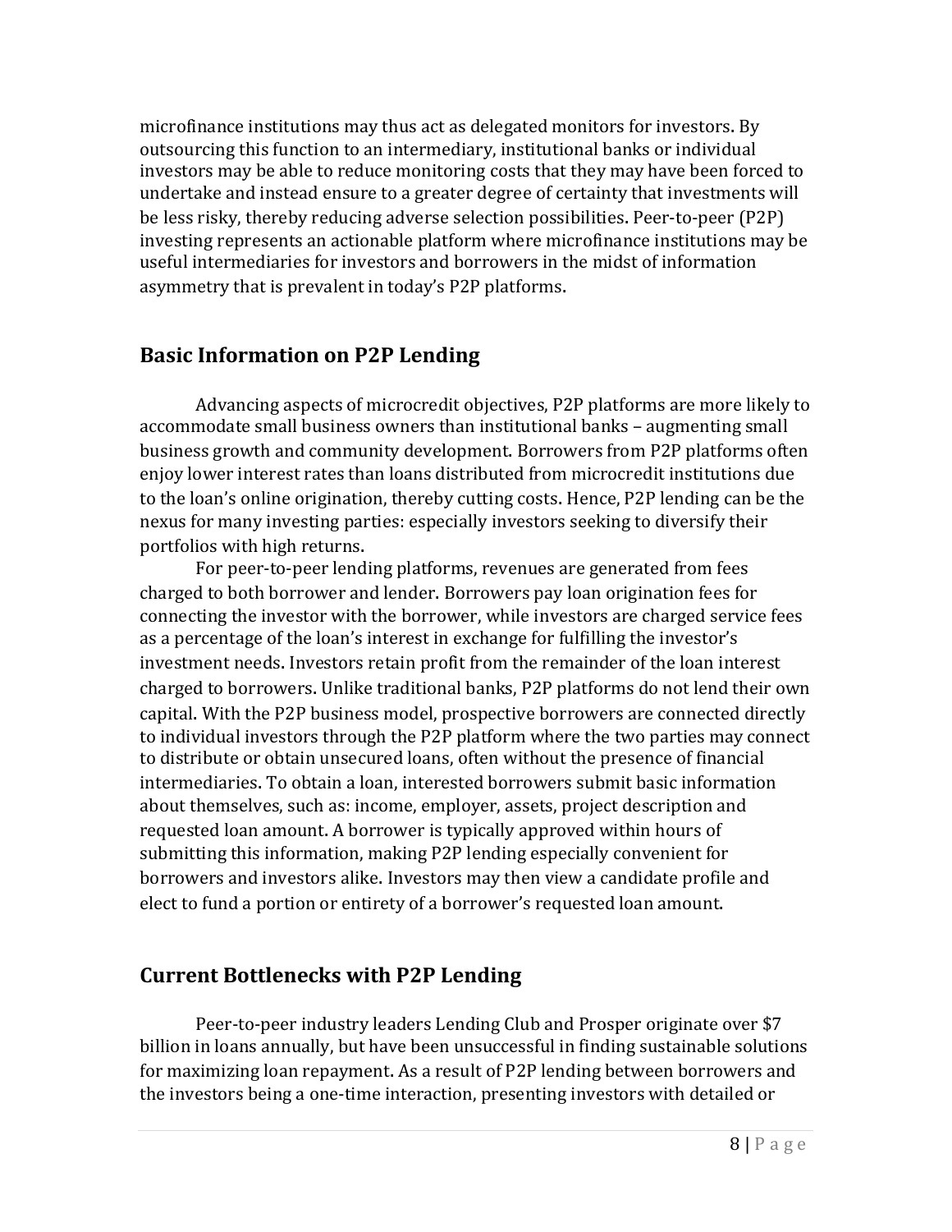microfinance institutions may thus act as delegated monitors for investors. By outsourcing this function to an intermediary, institutional banks or individual investors may be able to reduce monitoring costs that they may have been forced to undertake and instead ensure to a greater degree of certainty that investments will be less risky, thereby reducing adverse selection possibilities. Peer-to-peer (P2P) investing represents an actionable platform where microfinance institutions may be useful intermediaries for investors and borrowers in the midst of information asymmetry that is prevalent in today's P2P platforms.

## Basic Information on P2P Lending

Advancing aspects of microcredit objectives, P2P platforms are more likely to accommodate small business owners than institutional banks – augmenting small business growth and community development. Borrowers from P2P platforms often enjoy lower interest rates than loans distributed from microcredit institutions due to the loan's online origination, thereby cutting costs. Hence, P2P lending can be the nexus for many investing parties: especially investors seeking to diversify their portfolios with high returns.

For peer-to-peer lending platforms, revenues are generated from fees charged to both borrower and lender. Borrowers pay loan origination fees for connecting the investor with the borrower, while investors are charged service fees as a percentage of the loan's interest in exchange for fulfilling the investor's investment needs. Investors retain profit from the remainder of the loan interest charged to borrowers. Unlike traditional banks, P2P platforms do not lend their own capital. With the P2P business model, prospective borrowers are connected directly to individual investors through the P2P platform where the two parties may connect to distribute or obtain unsecured loans, often without the presence of financial intermediaries. To obtain a loan, interested borrowers submit basic information about themselves, such as: income, employer, assets, project description and requested loan amount. A borrower is typically approved within hours of submitting this information, making P2P lending especially convenient for borrowers and investors alike. Investors may then view a candidate profile and elect to fund a portion or entirety of a borrower's requested loan amount.

## Current Bottlenecks with P2P Lending

Peer-to-peer industry leaders Lending Club and Prosper originate over $7 billion in loans annually, but have been unsuccessful in finding sustainable solutions for maximizing loan repayment. As a result of P2P lending between borrowers and the investors being a one-time interaction, presenting investors with detailed or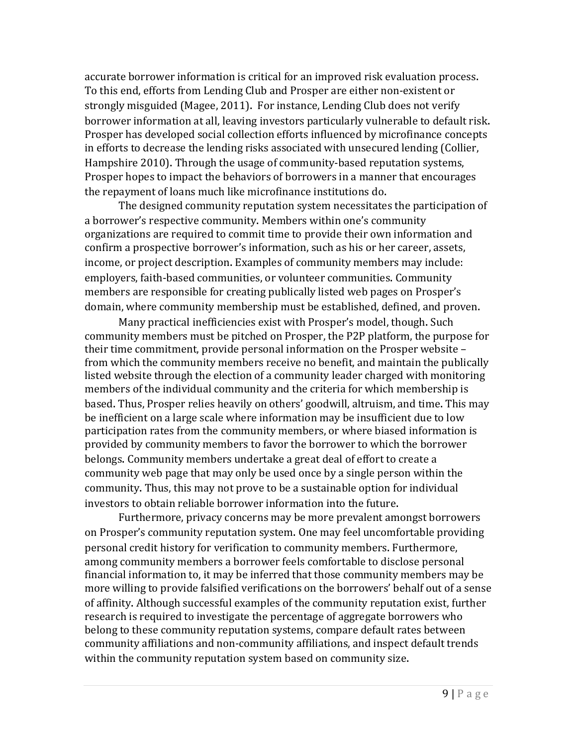accurate borrower information is critical for an improved risk evaluation process. To this end, efforts from Lending Club and Prosper are either non-existent or strongly misguided (Magee, 2011). For instance, Lending Club does not verify borrower information at all, leaving investors particularly vulnerable to default risk. Prosper has developed social collection efforts influenced by microfinance concepts in efforts to decrease the lending risks associated with unsecured lending (Collier, Hampshire 2010). Through the usage of community-based reputation systems, Prosper hopes to impact the behaviors of borrowers in a manner that encourages the repayment of loans much like microfinance institutions do.

The designed community reputation system necessitates the participation of a borrower's respective community. Members within one's community organizations are required to commit time to provide their own information and confirm a prospective borrower's information, such as his or her career, assets, income, or project description. Examples of community members may include: employers, faith-based communities, or volunteer communities. Community members are responsible for creating publically listed web pages on Prosper's domain, where community membership must be established, defined, and proven.

Many practical inefficiencies exist with Prosper's model, though. Such community members must be pitched on Prosper, the P2P platform, the purpose for their time commitment, provide personal information on the Prosper website – from which the community members receive no benefit, and maintain the publically listed website through the election of a community leader charged with monitoring members of the individual community and the criteria for which membership is based. Thus, Prosper relies heavily on others' goodwill, altruism, and time. This may be inefficient on a large scale where information may be insufficient due to low participation rates from the community members, or where biased information is provided by community members to favor the borrower to which the borrower belongs. Community members undertake a great deal of effort to create a community web page that may only be used once by a single person within the community. Thus, this may not prove to be a sustainable option for individual investors to obtain reliable borrower information into the future.

Furthermore, privacy concerns may be more prevalent amongst borrowers on Prosper's community reputation system. One may feel uncomfortable providing personal credit history for verification to community members. Furthermore, among community members a borrower feels comfortable to disclose personal financial information to, it may be inferred that those community members may be more willing to provide falsified verifications on the borrowers' behalf out of a sense of affinity. Although successful examples of the community reputation exist, further research is required to investigate the percentage of aggregate borrowers who belong to these community reputation systems, compare default rates between community affiliations and non-community affiliations, and inspect default trends within the community reputation system based on community size.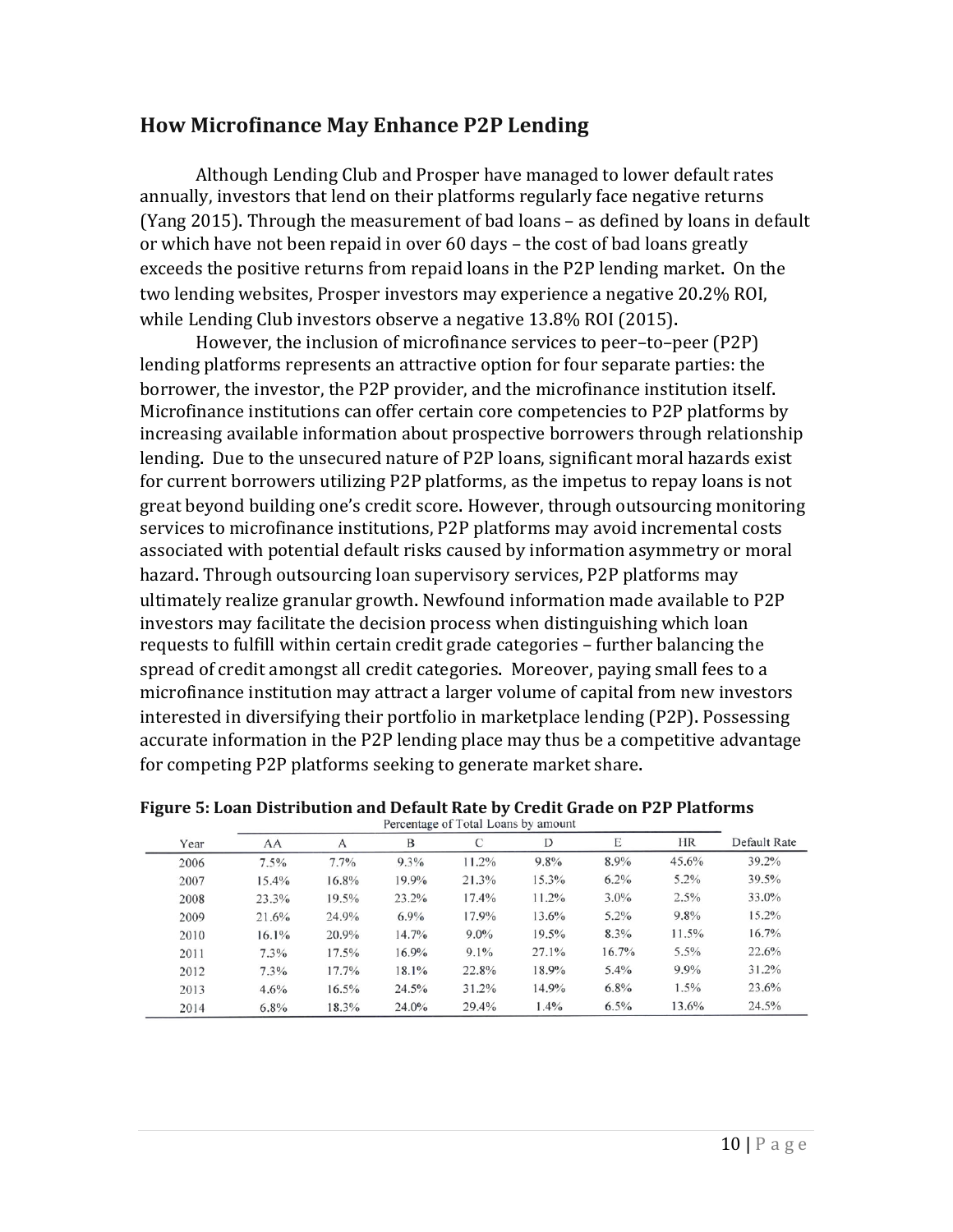## How Microfinance May Enhance P2P Lending

Although Lending Club and Prosper have managed to lower default rates annually, investors that lend on their platforms regularly face negative returns (Yang 2015). Through the measurement of bad loans – as defined by loans in default or which have not been repaid in over 60 days – the cost of bad loans greatly exceeds the positive returns from repaid loans in the P2P lending market. On the two lending websites, Prosper investors may experience a negative 20.2% ROI, while Lending Club investors observe a negative 13.8% ROI (2015).

However, the inclusion of microfinance services to peer–to–peer (P2P) lending platforms represents an attractive option for four separate parties: the borrower, the investor, the P2P provider, and the microfinance institution itself. Microfinance institutions can offer certain core competencies to P2P platforms by increasing available information about prospective borrowers through relationship lending. Due to the unsecured nature of P2P loans, significant moral hazards exist for current borrowers utilizing P2P platforms, as the impetus to repay loans is not great beyond building one's credit score. However, through outsourcing monitoring services to microfinance institutions, P2P platforms may avoid incremental costs associated with potential default risks caused by information asymmetry or moral hazard. Through outsourcing loan supervisory services, P2P platforms may ultimately realize granular growth. Newfound information made available to P2P investors may facilitate the decision process when distinguishing which loan requests to fulfill within certain credit grade categories – further balancing the spread of credit amongst all credit categories. Moreover, paying small fees to a microfinance institution may attract a larger volume of capital from new investors interested in diversifying their portfolio in marketplace lending (P2P). Possessing accurate information in the P2P lending place may thus be a competitive advantage for competing P2P platforms seeking to generate market share.

**Figure 5: Loan Distribution and Default Rate by Credit Grade on P2P Platforms**

| Year | Percentage of Total Loans by amount | | | | | | | Default Rate |
|---|---|---|---|---|---|---|---|---|
| | AA | A | B | C | D | E | HR | |
| 2006 | 7.5% | 7.7% | 9.3% | 11.2% | 9.8% | 8.9% | 45.6% | 39.2% |
| 2007 | 15.4% | 16.8% | 19.9% | 21.3% | 15.3% | 6.2% | 5.2% | 39.5% |
| 2008 | 23.3% | 19.5% | 23.2% | 17.4% | 11.2% | 3.0% | 2.5% | 33.0% |
| 2009 | 21.6% | 24.9% | 6.9% | 17.9% | 13.6% | 5.2% | 9.8% | 15.2% |
| 2010 | 16.1% | 20.9% | 14.7% | 9.0% | 19.5% | 8.3% | 11.5% | 16.7% |
| 2011 | 7.3% | 17.5% | 16.9% | 9.1% | 27.1% | 16.7% | 5.5% | 22.6% |
| 2012 | 7.3% | 17.7% | 18.1% | 22.8% | 18.9% | 5.4% | 9.9% | 31.2% |
| 2013 | 4.6% | 16.5% | 24.5% | 31.2% | 14.9% | 6.8% | 1.5% | 23.6% |
| 2014 | 6.8% | 18.3% | 24.0% | 29.4% | 1.4% | 6.5% | 13.6% | 24.5% |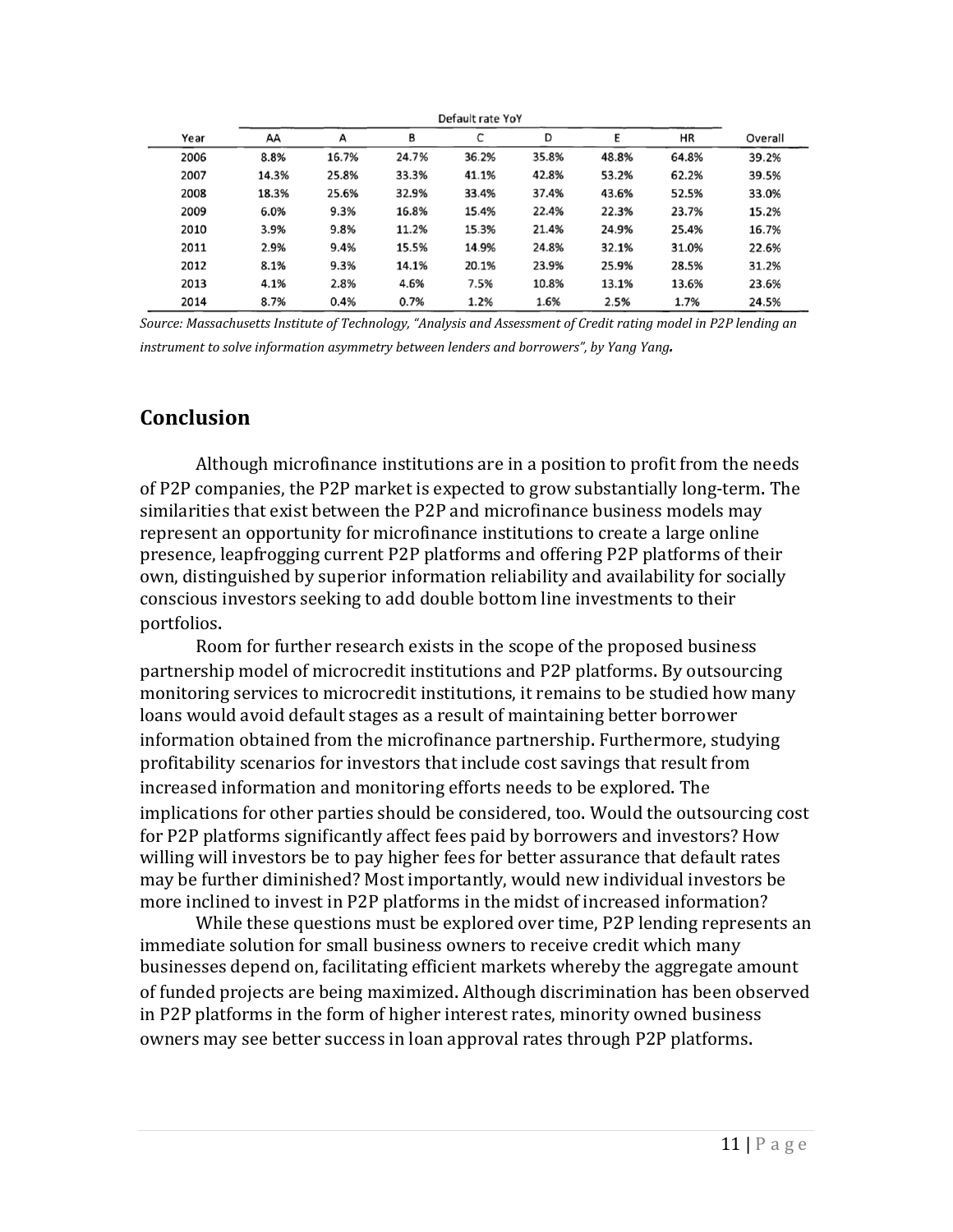| Year | Default rate YoY | | | | | | | Overall |
|---|---|---|---|---|---|---|---|---|
| | AA | A | B | C | D | E | HR | |
| 2006 | 8.8% | 16.7% | 24.7% | 36.2% | 35.8% | 48.8% | 64.8% | 39.2% |
| 2007 | 14.3% | 25.8% | 33.3% | 41.1% | 42.8% | 53.2% | 62.2% | 39.5% |
| 2008 | 18.3% | 25.6% | 32.9% | 33.4% | 37.4% | 43.6% | 52.5% | 33.0% |
| 2009 | 6.0% | 9.3% | 16.8% | 15.4% | 22.4% | 22.3% | 23.7% | 15.2% |
| 2010 | 3.9% | 9.8% | 11.2% | 15.3% | 21.4% | 24.9% | 25.4% | 16.7% |
| 2011 | 2.9% | 9.4% | 15.5% | 14.9% | 24.8% | 32.1% | 31.0% | 22.6% |
| 2012 | 8.1% | 9.3% | 14.1% | 20.1% | 23.9% | 25.9% | 28.5% | 31.2% |
| 2013 | 4.1% | 2.8% | 4.6% | 7.5% | 10.8% | 13.1% | 13.6% | 23.6% |
| 2014 | 8.7% | 0.4% | 0.7% | 1.2% | 1.6% | 2.5% | 1.7% | 24.5% |

*Source: Massachusetts Institute of Technology, "Analysis and Assessment of Credit rating model in P2P lending an instrument to solve information asymmetry between lenders and borrowers", by Yang Yang.*

## Conclusion

Although microfinance institutions are in a position to profit from the needs of P2P companies, the P2P market is expected to grow substantially long-term. The similarities that exist between the P2P and microfinance business models may represent an opportunity for microfinance institutions to create a large online presence, leapfrogging current P2P platforms and offering P2P platforms of their own, distinguished by superior information reliability and availability for socially conscious investors seeking to add double bottom line investments to their portfolios.

Room for further research exists in the scope of the proposed business partnership model of microcredit institutions and P2P platforms. By outsourcing monitoring services to microcredit institutions, it remains to be studied how many loans would avoid default stages as a result of maintaining better borrower information obtained from the microfinance partnership. Furthermore, studying profitability scenarios for investors that include cost savings that result from increased information and monitoring efforts needs to be explored. The implications for other parties should be considered, too. Would the outsourcing cost for P2P platforms significantly affect fees paid by borrowers and investors? How willing will investors be to pay higher fees for better assurance that default rates may be further diminished? Most importantly, would new individual investors be more inclined to invest in P2P platforms in the midst of increased information?

While these questions must be explored over time, P2P lending represents an immediate solution for small business owners to receive credit which many businesses depend on, facilitating efficient markets whereby the aggregate amount of funded projects are being maximized. Although discrimination has been observed in P2P platforms in the form of higher interest rates, minority owned business owners may see better success in loan approval rates through P2P platforms.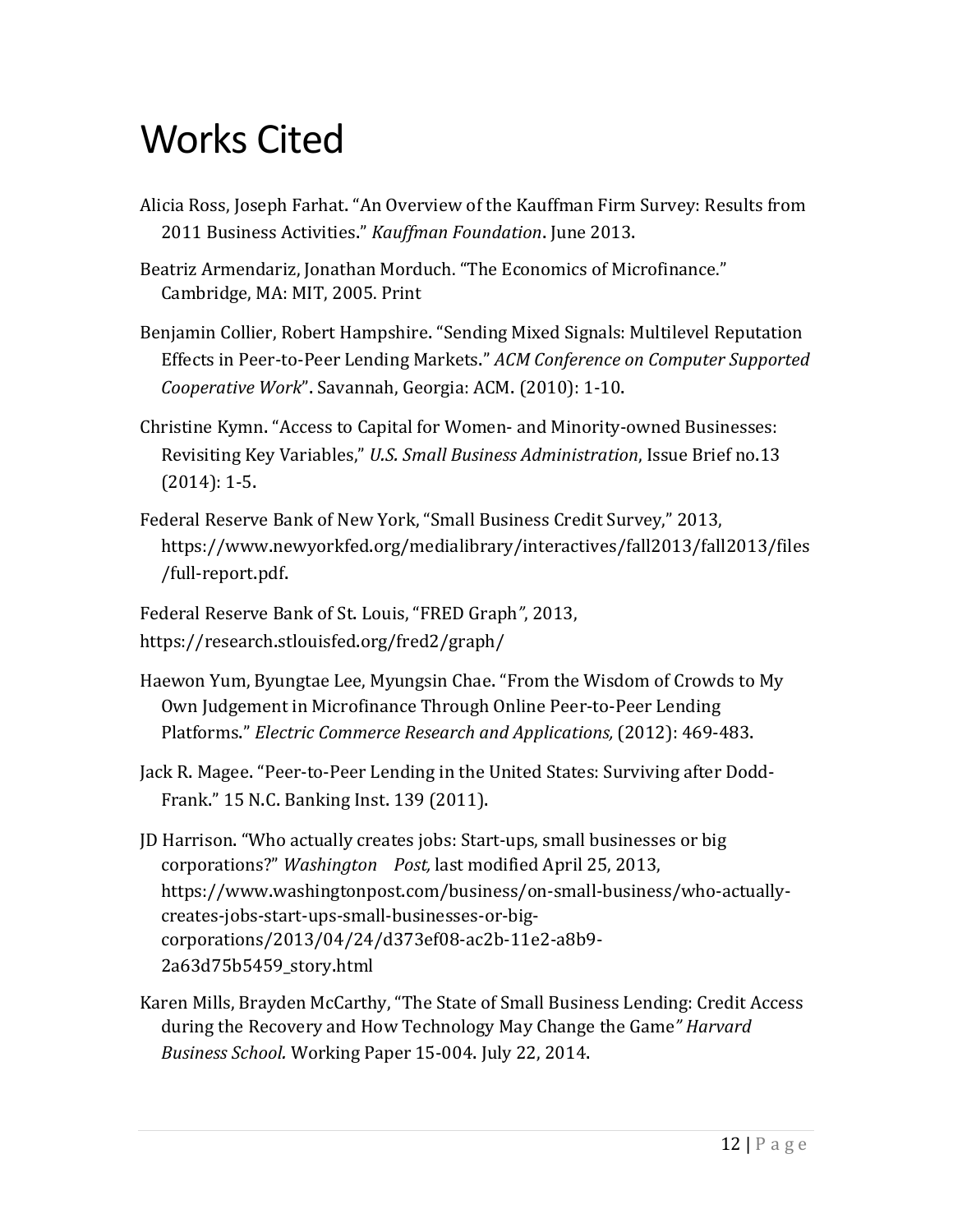# Works Cited

Alicia Ross, Joseph Farhat. "An Overview of the Kauffman Firm Survey: Results from 2011 Business Activities." *Kauffman Foundation*. June 2013.

Beatriz Armendariz, Jonathan Morduch. "The Economics of Microfinance." Cambridge, MA: MIT, 2005. Print

Benjamin Collier, Robert Hampshire. "Sending Mixed Signals: Multilevel Reputation Effects in Peer-to-Peer Lending Markets." *ACM Conference on Computer Supported Cooperative Work*". Savannah, Georgia: ACM. (2010): 1-10.

Christine Kymn. "Access to Capital for Women- and Minority-owned Businesses: Revisiting Key Variables," *U.S. Small Business Administration*, Issue Brief no.13 (2014): 1-5.

Federal Reserve Bank of New York, "Small Business Credit Survey," 2013, https://www.newyorkfed.org/medialibrary/interactives/fall2013/fall2013/files/full-report.pdf.

Federal Reserve Bank of St. Louis, "FRED Graph*"*, 2013, https://research.stlouisfed.org/fred2/graph/

Haewon Yum, Byungtae Lee, Myungsin Chae. "From the Wisdom of Crowds to My Own Judgement in Microfinance Through Online Peer-to-Peer Lending Platforms." *Electric Commerce Research and Applications,* (2012): 469-483.

Jack R. Magee. "Peer-to-Peer Lending in the United States: Surviving after Dodd-Frank." 15 N.C. Banking Inst. 139 (2011).

JD Harrison. "Who actually creates jobs: Start-ups, small businesses or big corporations?" *Washington Post,* last modified April 25, 2013, https://www.washingtonpost.com/business/on-small-business/who-actually-creates-jobs-start-ups-small-businesses-or-big-corporations/2013/04/24/d373ef08-ac2b-11e2-a8b9-2a63d75b5459_story.html

Karen Mills, Brayden McCarthy, "The State of Small Business Lending: Credit Access during the Recovery and How Technology May Change the Game*" Harvard Business School.* Working Paper 15-004. July 22, 2014.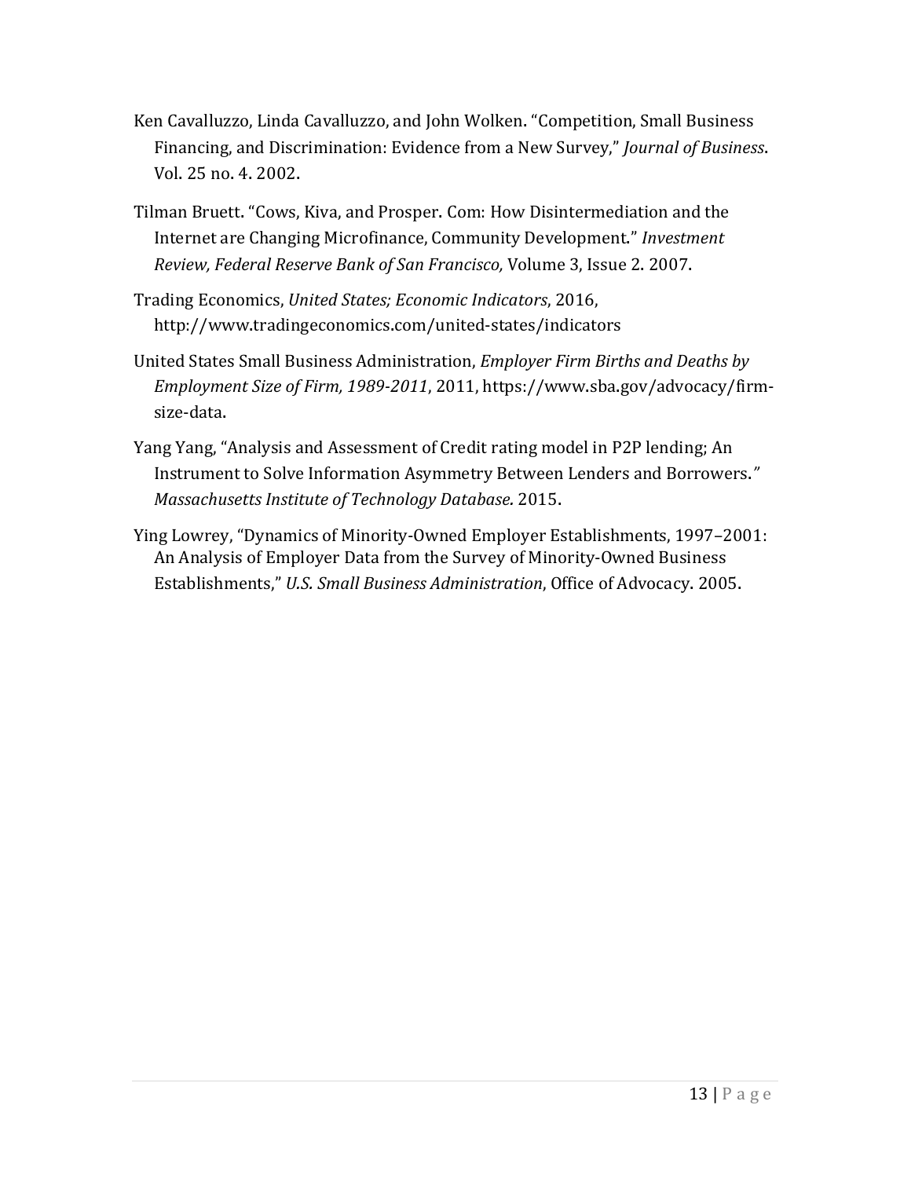Ken Cavalluzzo, Linda Cavalluzzo, and John Wolken. "Competition, Small Business Financing, and Discrimination: Evidence from a New Survey," *Journal of Business*. Vol. 25 no. 4. 2002.

Tilman Bruett. "Cows, Kiva, and Prosper. Com: How Disintermediation and the Internet are Changing Microfinance, Community Development." *Investment Review, Federal Reserve Bank of San Francisco,* Volume 3, Issue 2. 2007.

Trading Economics, *United States; Economic Indicators*, 2016, http://www.tradingeconomics.com/united-states/indicators

United States Small Business Administration, *Employer Firm Births and Deaths by Employment Size of Firm, 1989-2011*, 2011, https://www.sba.gov/advocacy/firm-size-data.

Yang Yang, "Analysis and Assessment of Credit rating model in P2P lending; An Instrument to Solve Information Asymmetry Between Lenders and Borrowers." *Massachusetts Institute of Technology Database.* 2015.

Ying Lowrey, "Dynamics of Minority-Owned Employer Establishments, 1997–2001: An Analysis of Employer Data from the Survey of Minority-Owned Business Establishments," *U.S. Small Business Administration*, Office of Advocacy. 2005.